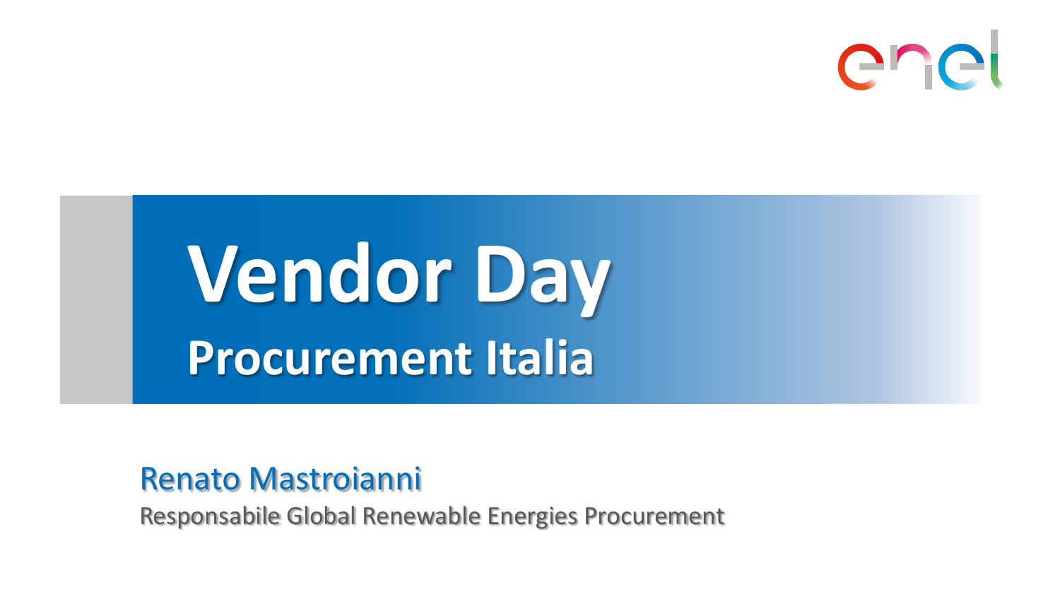# Vendor Day

## Procurement Italia

Renato Mastroianni

Responsabile Global Renewable Energies Procurement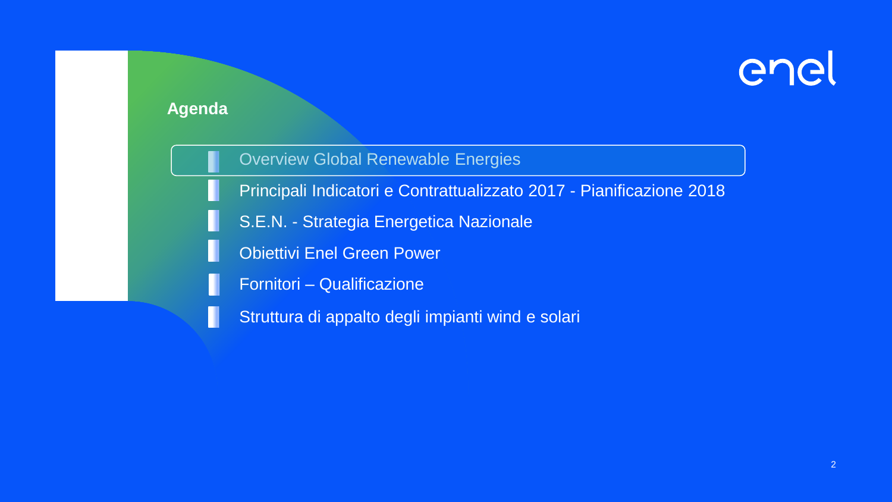## Agenda

- Overview Global Renewable Energies
- Principali Indicatori e Contrattualizzato 2017 - Pianificazione 2018
- S.E.N. - Strategia Energetica Nazionale
- Obiettivi Enel Green Power
- Fornitori – Qualificazione
- Struttura di appalto degli impianti wind e solari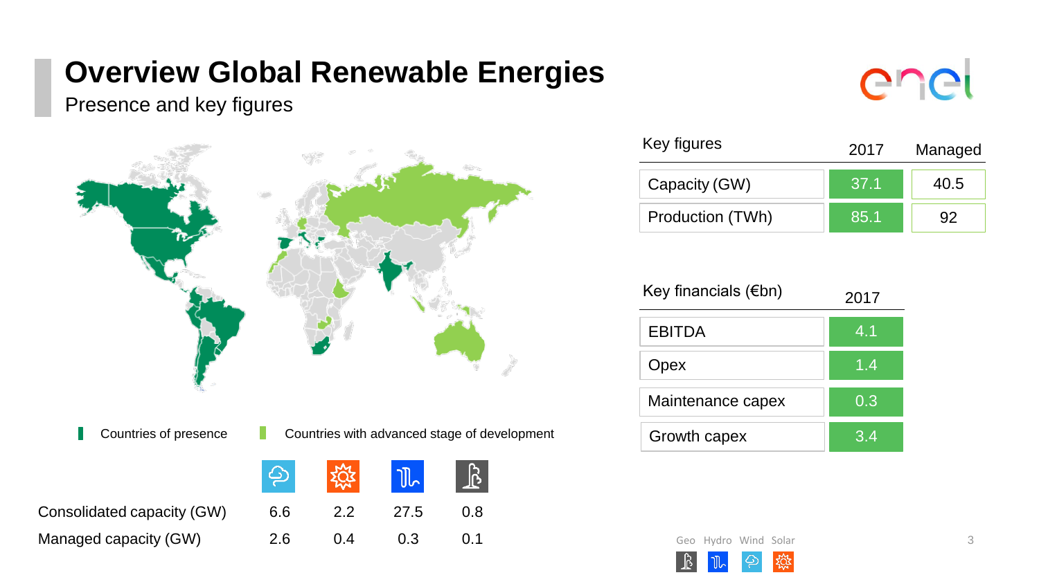# Overview Global Renewable Energies

Presence and key figures

| Key figures | 2017 | Managed |
|---|---|---|
| Capacity (GW) | 37.1 | 40.5 |
| Production (TWh) | 85.1 | 92 |

| Key financials (€bn) | 2017 |
|---|---|
| EBITDA | 4.1 |
| Opex | 1.4 |
| Maintenance capex | 0.3 |
| Growth capex | 3.4 |

Countries of presence | Countries with advanced stage of development

| | Wind | Solar | Hydro | Geo |
|---|---|---|---|---|
| Consolidated capacity (GW) | 6.6 | 2.2 | 27.5 | 0.8 |
| Managed capacity (GW) | 2.6 | 0.4 | 0.3 | 0.1 |

Geo Hydro Wind Solar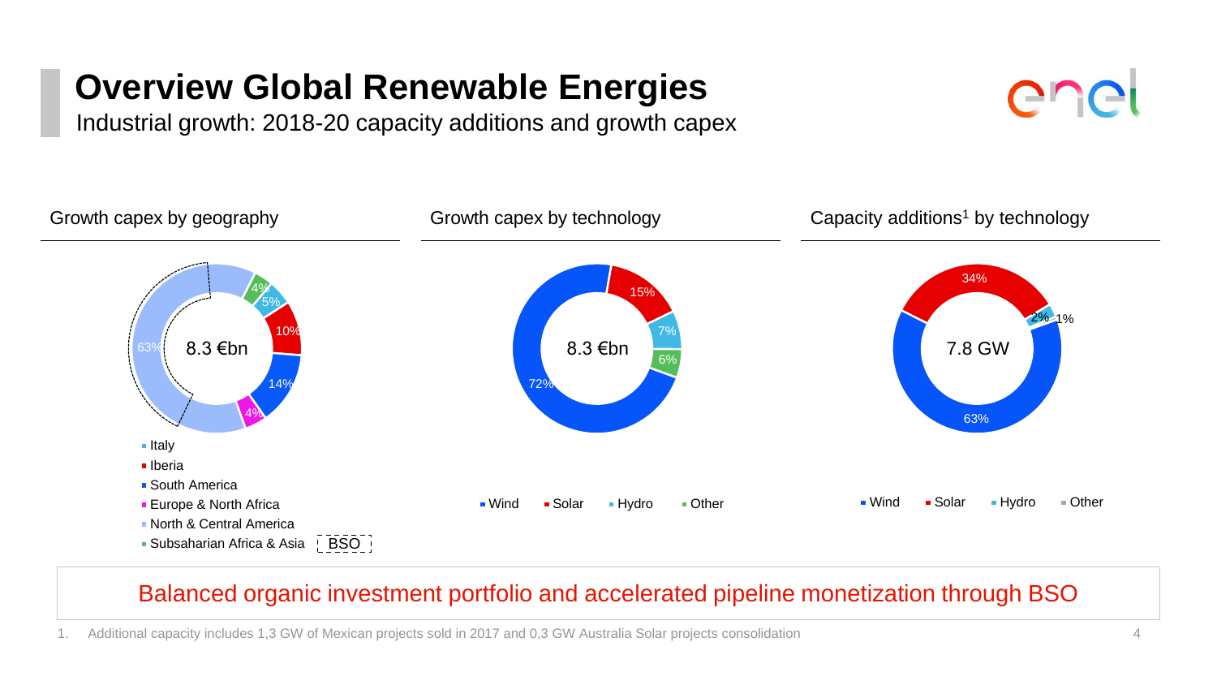# Overview Global Renewable Energies

Industrial growth: 2018-20 capacity additions and growth capex

## Growth capex by geography

8.3 €bn

| Geography | Share |
| --- | --- |
| Italy | 5% |
| Iberia | 10% |
| South America | 14% |
| Europe & North Africa | 4% |
| North & Central America | 63% |
| Subsaharian Africa & Asia | 4% |

BSO

## Growth capex by technology

8.3 €bn

| Technology | Share |
| --- | --- |
| Wind | 72% |
| Solar | 15% |
| Hydro | 7% |
| Other | 6% |

## Capacity additions[1] by technology

7.8 GW

| Technology | Share |
| --- | --- |
| Wind | 63% |
| Solar | 34% |
| Hydro | 2% |
| Other | 1% |

**Balanced organic investment portfolio and accelerated pipeline monetization through BSO**

1. Additional capacity includes 1,3 GW of Mexican projects sold in 2017 and 0,3 GW Australia Solar projects consolidation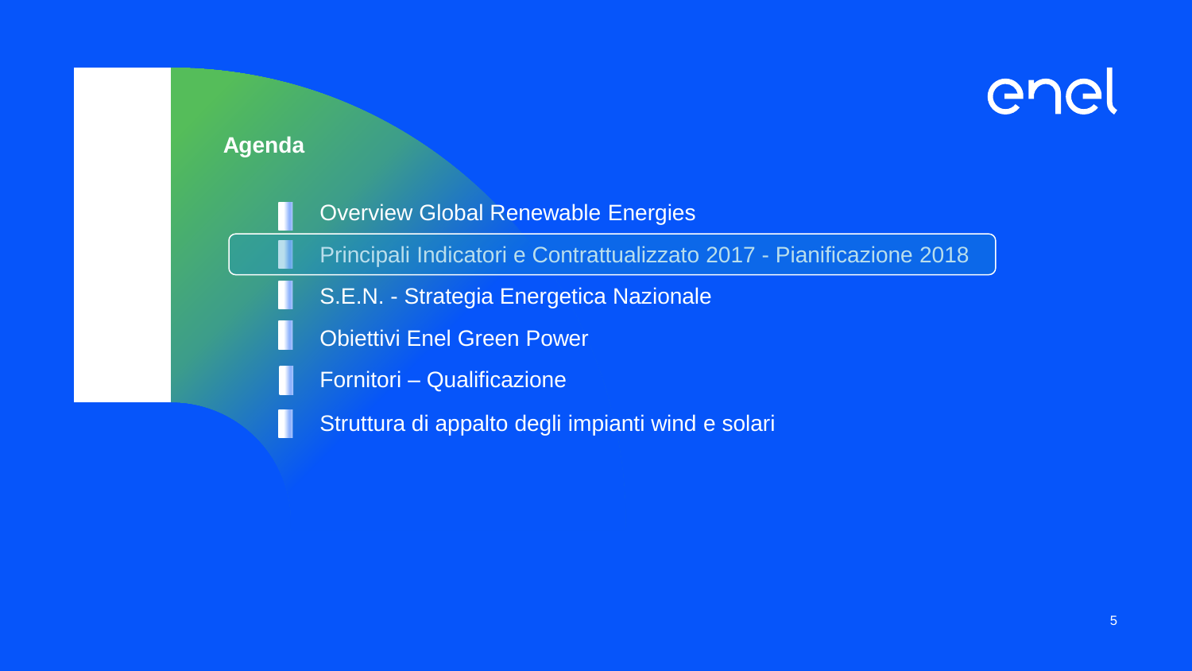## Agenda

- Overview Global Renewable Energies
- Principali Indicatori e Contrattualizzato 2017 - Pianificazione 2018
- S.E.N. - Strategia Energetica Nazionale
- Obiettivi Enel Green Power
- Fornitori – Qualificazione
- Struttura di appalto degli impianti wind e solari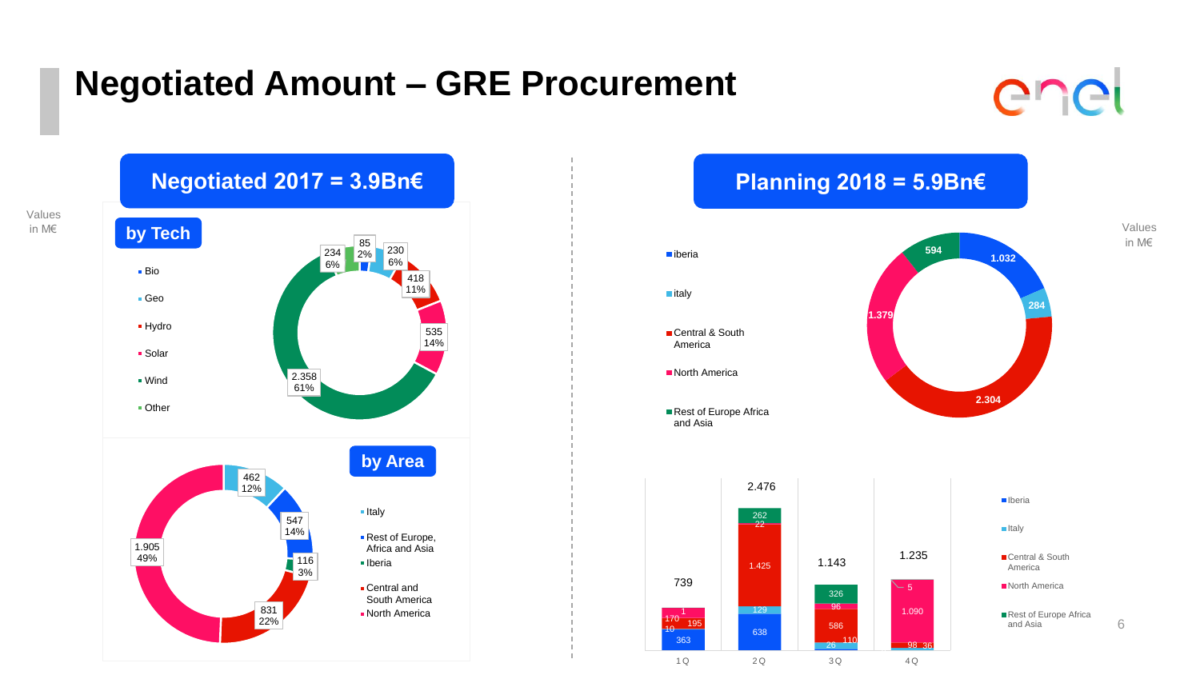# Negotiated Amount – GRE Procurement

## Negotiated 2017 = 3.9Bn€

Values in M€

### by Tech

| Tech | Value | % |
|---|---|---|
| Bio | 85 | 2% |
| Geo | 230 | 6% |
| Hydro | 418 | 11% |
| Solar | 535 | 14% |
| Wind | 2.358 | 61% |
| Other | 234 | 6% |

### by Area

| Area | Value | % |
|---|---|---|
| Italy | 462 | 12% |
| Rest of Europe, Africa and Asia | 547 | 14% |
| Iberia | 116 | 3% |
| Central and South America | 831 | 22% |
| North America | 1.905 | 49% |

## Planning 2018 = 5.9Bn€

Values in M€

| Area | Value |
|---|---|
| iberia | 1.032 |
| italy | 284 |
| Central & South America | 2.304 |
| North America | 1.379 |
| Rest of Europe Africa and Asia | 594 |

| | 1Q | 2Q | 3Q | 4Q |
|---|---|---|---|---|
| Iberia | 363 | 638 | 26 | |
| Italy | 10 | 129 | 110 | 36 |
| Central & South America | 170 / 195 | 1.425 | 586 | 98 |
| North America | 1 | 22 | 96 | 1.090 |
| Rest of Europe Africa and Asia | | 262 | 326 | 5 |
| **Total** | **739** | **2.476** | **1.143** | **1.235** |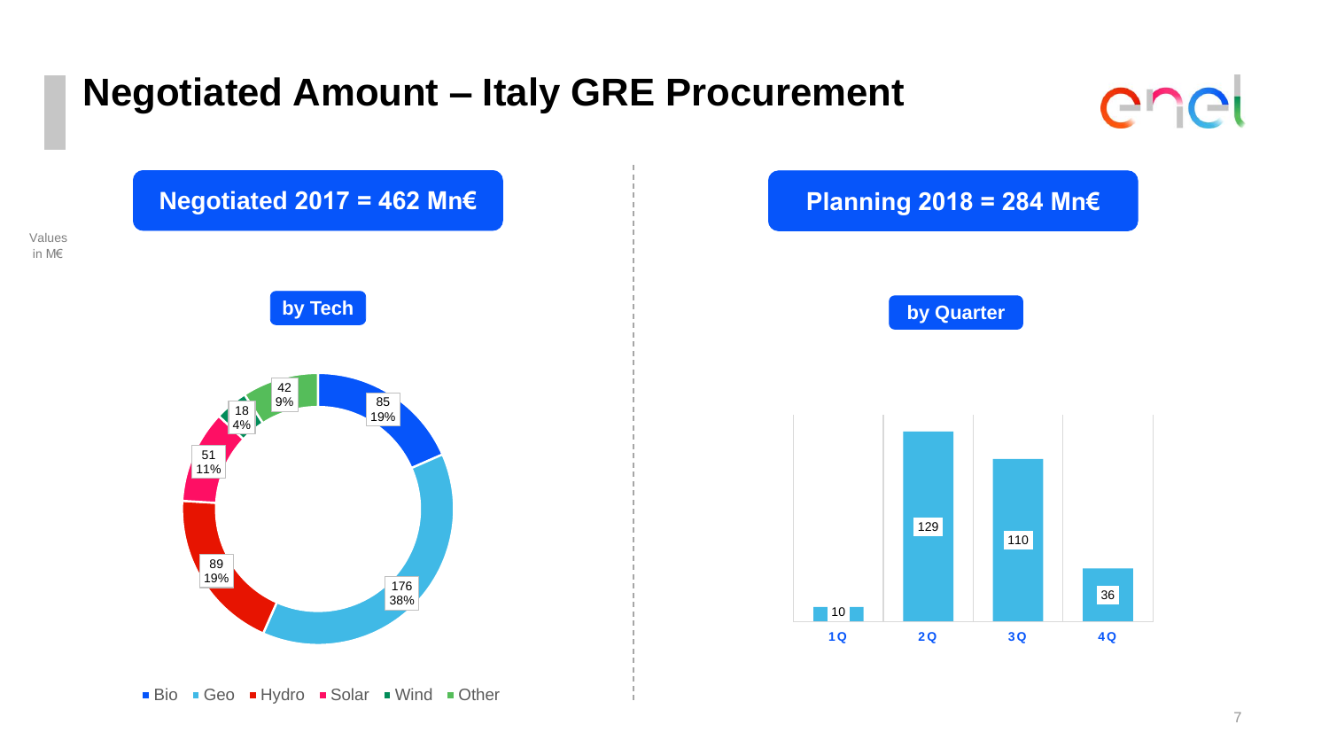# Negotiated Amount – Italy GRE Procurement

Values in M€

## Negotiated 2017 = 462 Mn€

### by Tech

| Tech | Value | % |
|---|---|---|
| Bio | 85 | 19% |
| Geo | 176 | 38% |
| Hydro | 89 | 19% |
| Solar | 51 | 11% |
| Wind | 18 | 4% |
| Other | 42 | 9% |

## Planning 2018 = 284 Mn€

### by Quarter

| Quarter | Value |
|---|---|
| 1Q | 10 |
| 2Q | 129 |
| 3Q | 110 |
| 4Q | 36 |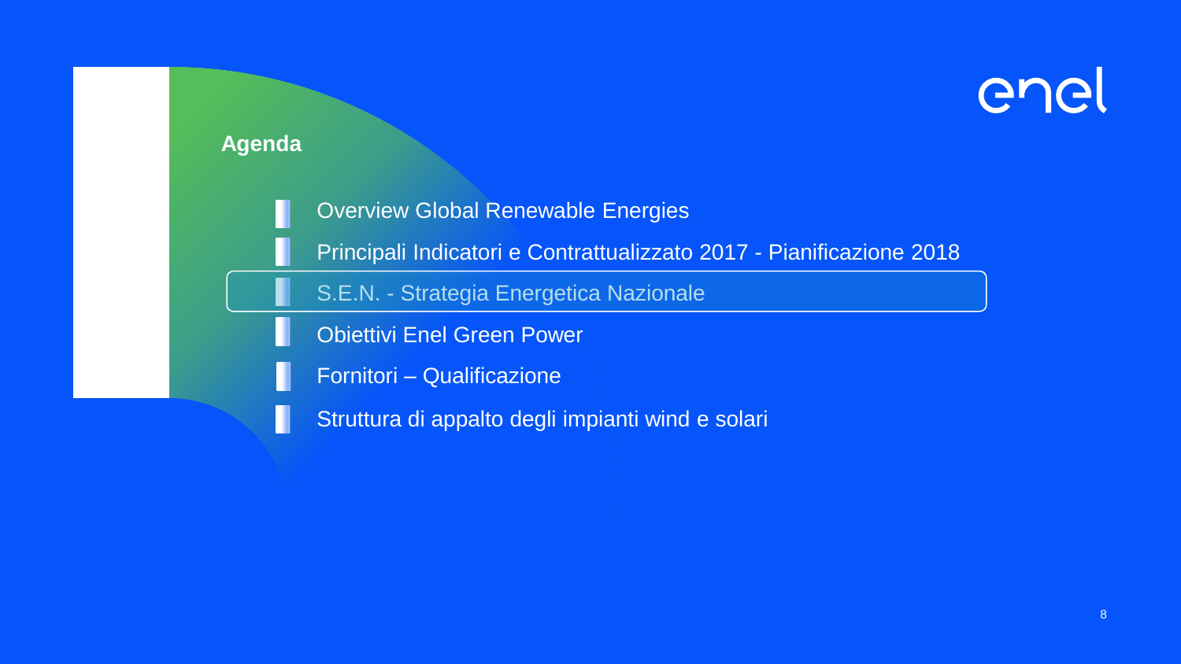## Agenda

- Overview Global Renewable Energies
- Principali Indicatori e Contrattualizzato 2017 - Pianificazione 2018
- S.E.N. - Strategia Energetica Nazionale
- Obiettivi Enel Green Power
- Fornitori – Qualificazione
- Struttura di appalto degli impianti wind e solari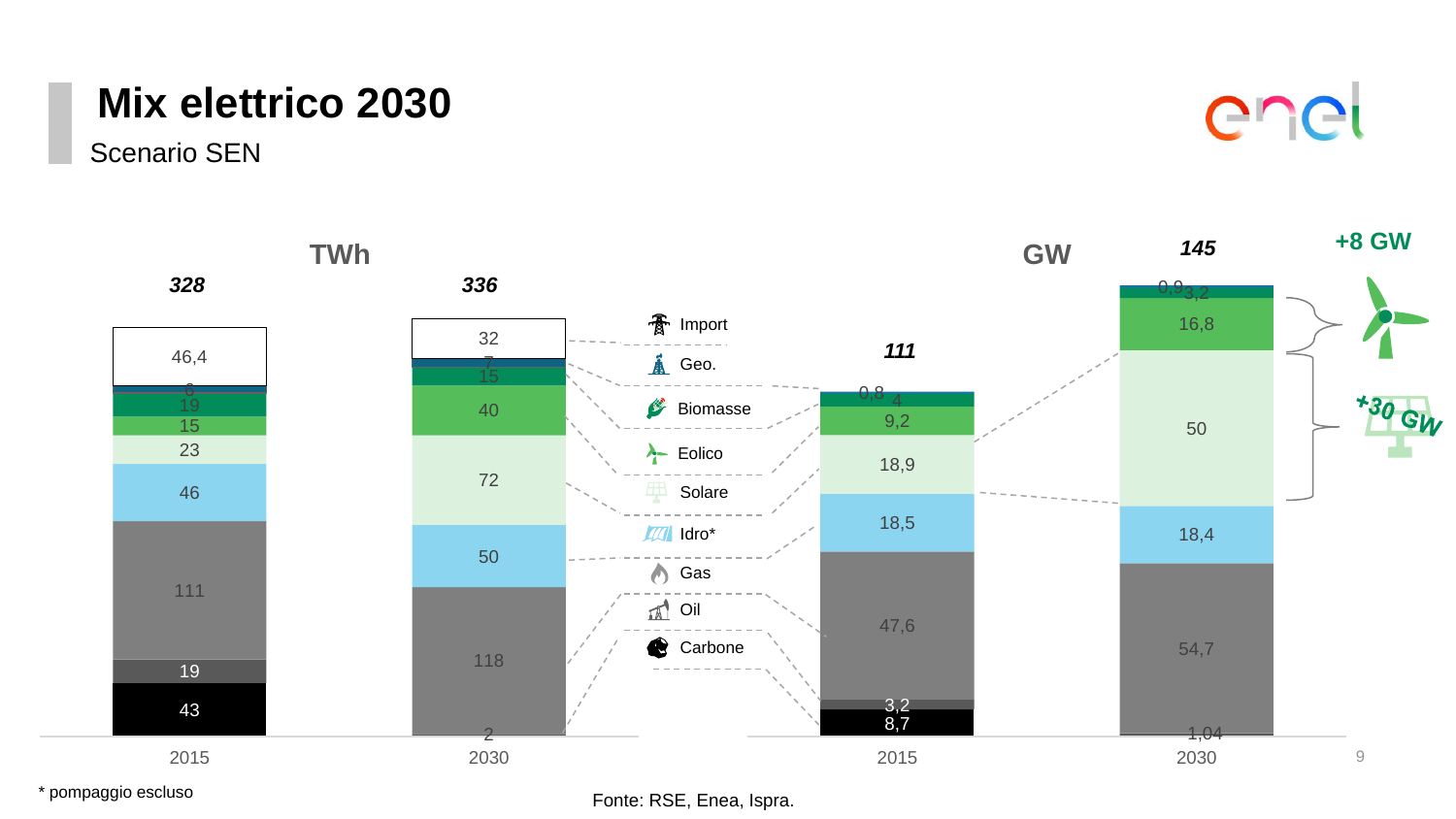# Mix elettrico 2030

Scenario SEN

| | TWh 2015 | TWh 2030 | GW 2015 | GW 2030 |
|---|---|---|---|---|
| **Totale** | ***328*** | ***336*** | ***111*** | ***145*** |
| Import | 46,4 | 32 | | |
| Geo. | 6 | 7 | 0,8 | 0,9 |
| Biomasse | 19 | 15 | 4 | 3,2 |
| Eolico | 15 | 40 | 9,2 | 16,8 |
| Solare | 23 | 72 | 18,9 | 50 |
| Idro* | 46 | 50 | 18,5 | 18,4 |
| Gas | 111 | 118 | 47,6 | 54,7 |
| Oil | 19 | | 3,2 | |
| Carbone | 43 | 2 | 8,7 | 1,04 |

+8 GW (Eolico)

+30 GW (Solare)

\* pompaggio escluso

Fonte: RSE, Enea, Ispra.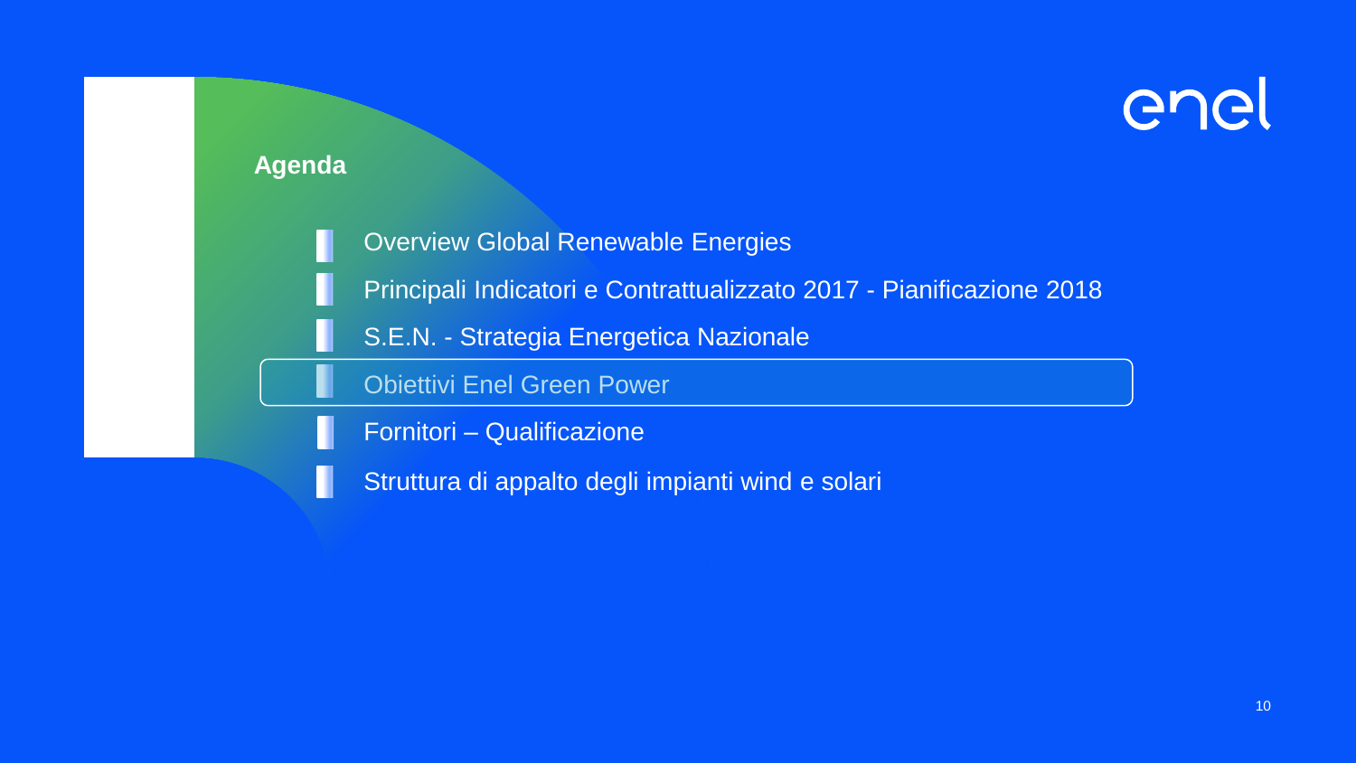## Agenda

- Overview Global Renewable Energies
- Principali Indicatori e Contrattualizzato 2017 - Pianificazione 2018
- S.E.N. - Strategia Energetica Nazionale
- Obiettivi Enel Green Power
- Fornitori – Qualificazione
- Struttura di appalto degli impianti wind e solari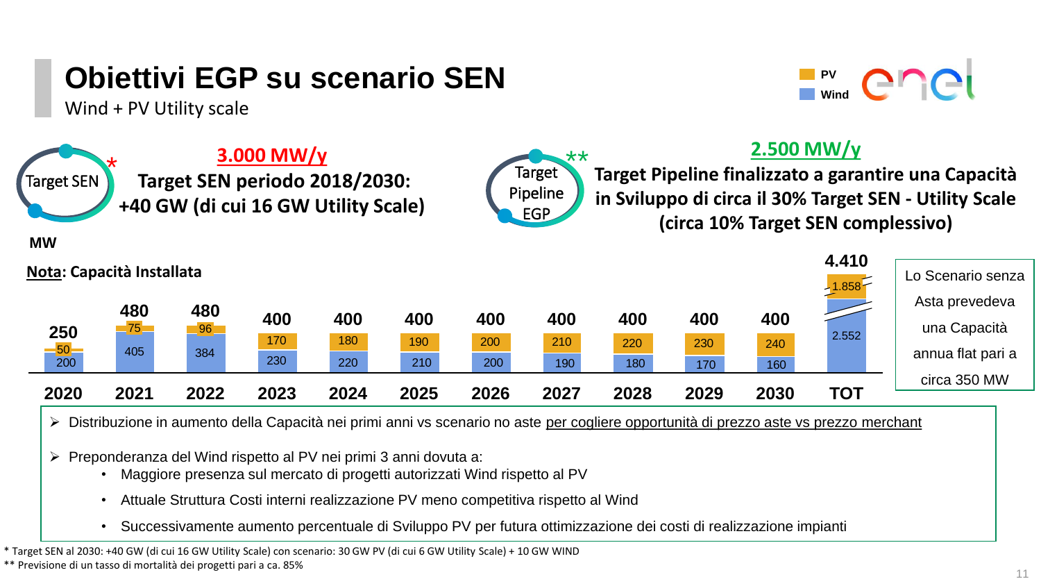# Obiettivi EGP su scenario SEN

Wind + PV Utility scale

**Target SEN** *

**3.000 MW/y**

**Target SEN periodo 2018/2030: +40 GW (di cui 16 GW Utility Scale)**

**Target Pipeline EGP** **

**2.500 MW/y**

**Target Pipeline finalizzato a garantire una Capacità in Sviluppo di circa il 30% Target SEN - Utility Scale (circa 10% Target SEN complessivo)**

**MW**

**Nota: Capacità Installata**

| | 2020 | 2021 | 2022 | 2023 | 2024 | 2025 | 2026 | 2027 | 2028 | 2029 | 2030 | TOT |
|---|---|---|---|---|---|---|---|---|---|---|---|---|
| PV | 50 | 75 | 96 | 170 | 180 | 190 | 200 | 210 | 220 | 230 | 240 | 1.858 |
| Wind | 200 | 405 | 384 | 230 | 220 | 210 | 200 | 190 | 180 | 170 | 160 | 2.552 |
| **Totale** | **250** | **480** | **480** | **400** | **400** | **400** | **400** | **400** | **400** | **400** | **400** | **4.410** |

Lo Scenario senza Asta prevedeva una Capacità annua flat pari a circa 350 MW

- Distribuzione in aumento della Capacità nei primi anni vs scenario no aste per cogliere opportunità di prezzo aste vs prezzo merchant
- Preponderanza del Wind rispetto al PV nei primi 3 anni dovuta a:
  - Maggiore presenza sul mercato di progetti autorizzati Wind rispetto al PV
  - Attuale Struttura Costi interni realizzazione PV meno competitiva rispetto al Wind
  - Successivamente aumento percentuale di Sviluppo PV per futura ottimizzazione dei costi di realizzazione impianti

\* Target SEN al 2030: +40 GW (di cui 16 GW Utility Scale) con scenario: 30 GW PV (di cui 6 GW Utility Scale) + 10 GW WIND

\** Previsione di un tasso di mortalità dei progetti pari a ca. 85%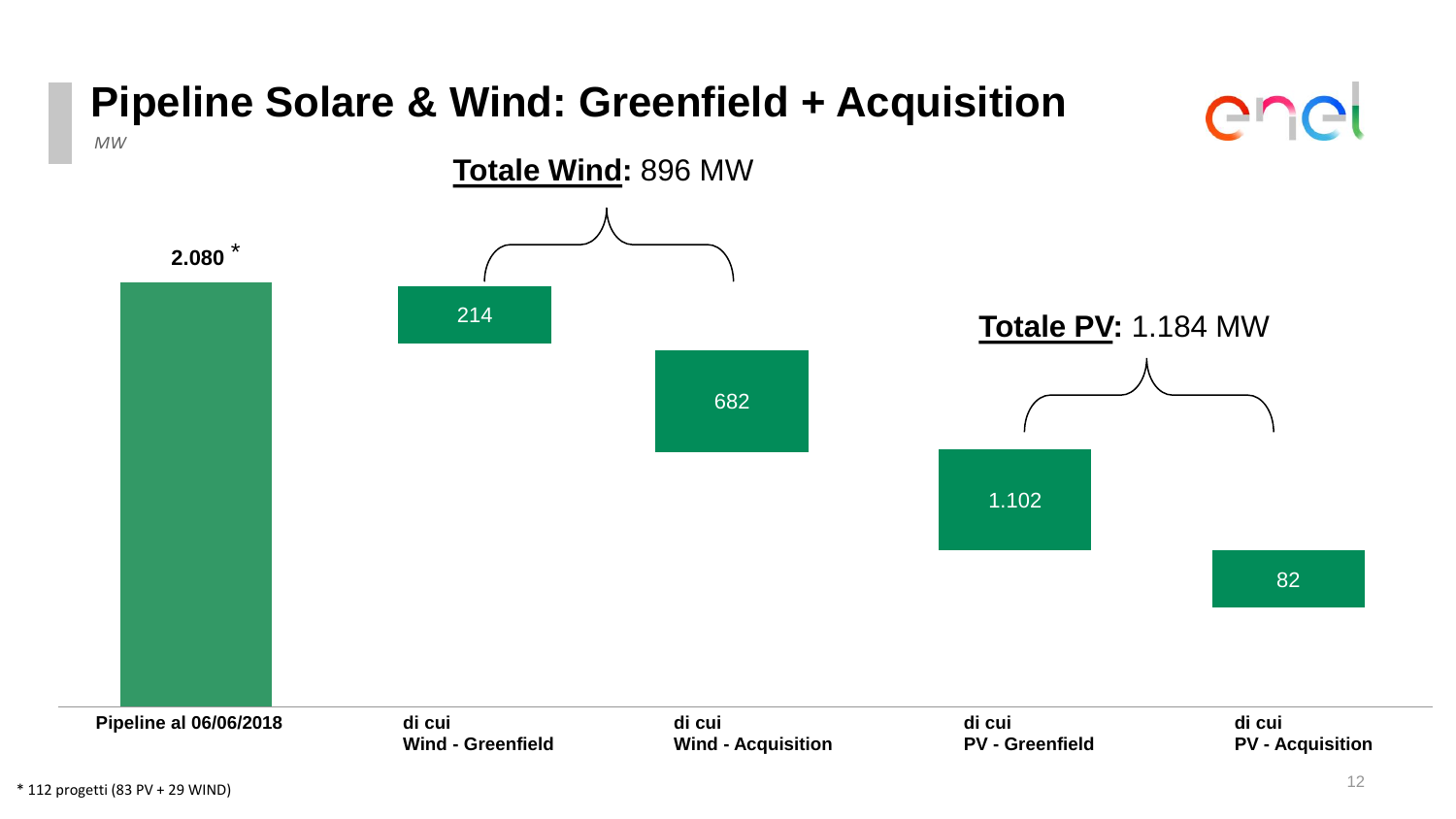# Pipeline Solare & Wind: Greenfield + Acquisition

*MW*

**Totale Wind:** 896 MW

**Totale PV:** 1.184 MW

| | MW |
|---|---|
| **Pipeline al 06/06/2018** | **2.080** * |
| **di cui Wind - Greenfield** | 214 |
| **di cui Wind - Acquisition** | 682 |
| **di cui PV - Greenfield** | 1.102 |
| **di cui PV - Acquisition** | 82 |

* 112 progetti (83 PV + 29 WIND)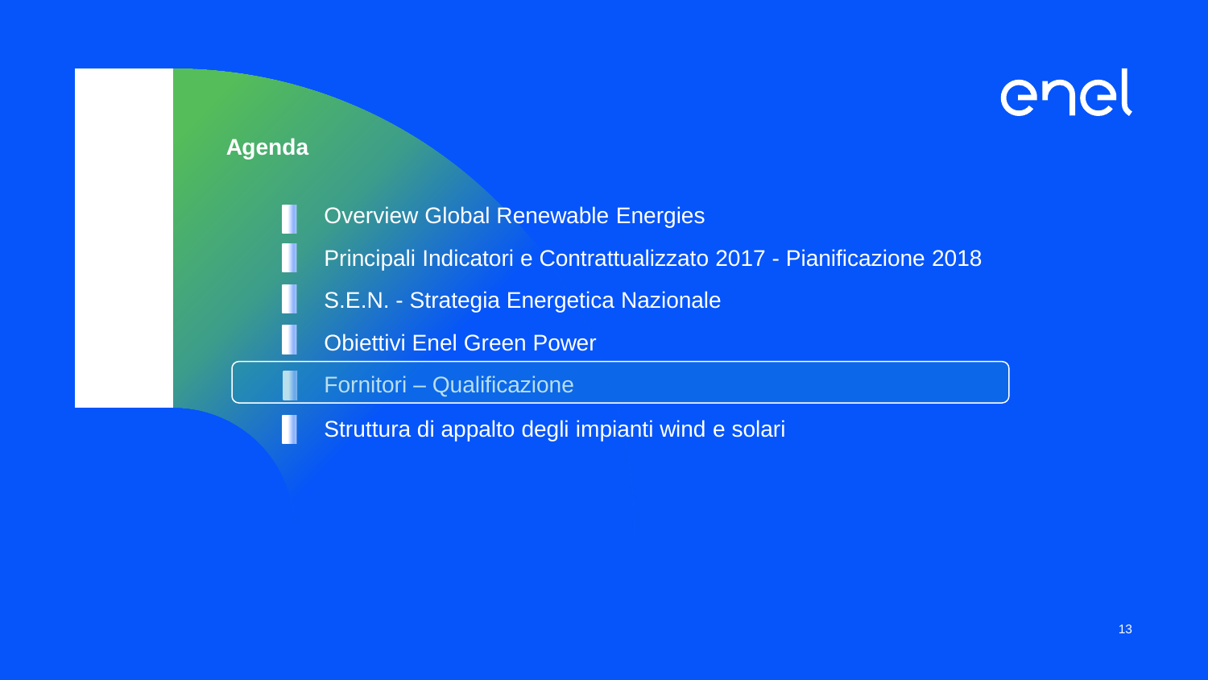## Agenda

- Overview Global Renewable Energies
- Principali Indicatori e Contrattualizzato 2017 - Pianificazione 2018
- S.E.N. - Strategia Energetica Nazionale
- Obiettivi Enel Green Power
- Fornitori – Qualificazione
- Struttura di appalto degli impianti wind e solari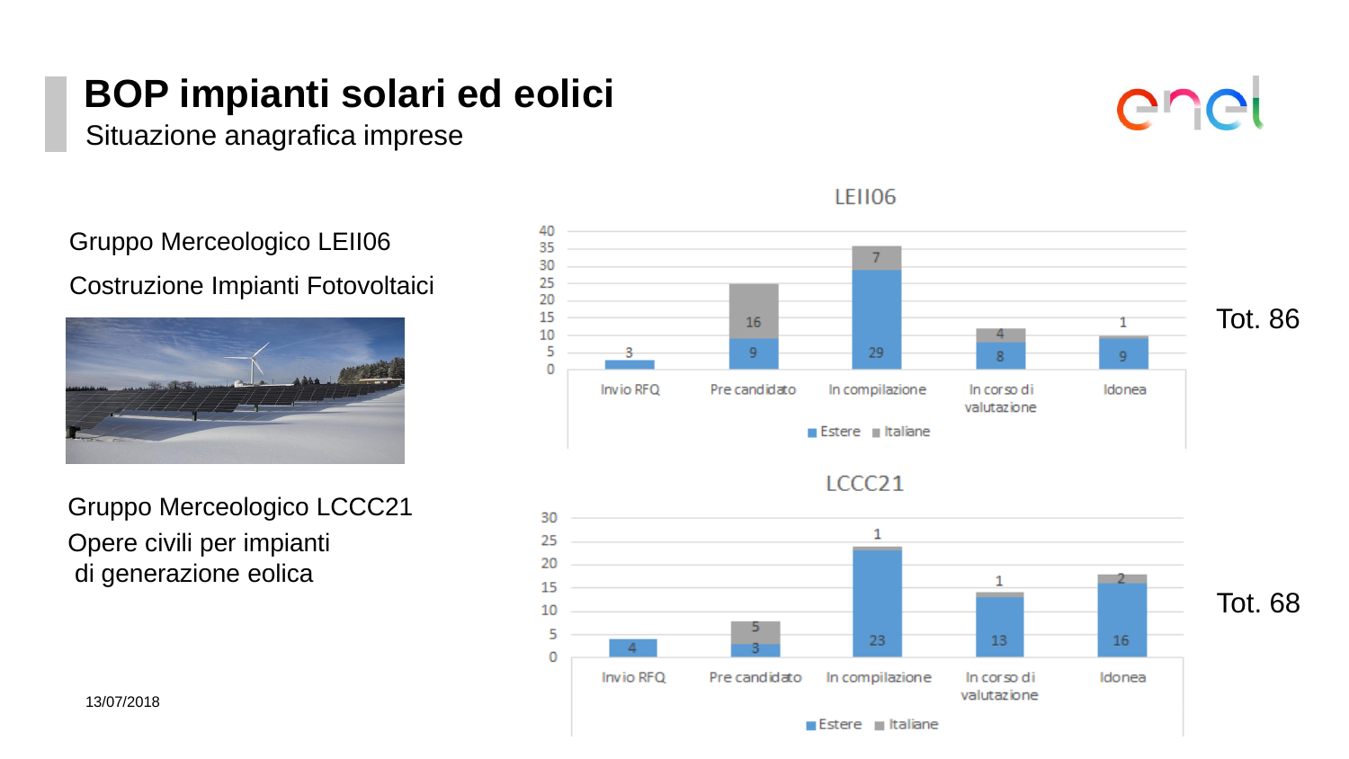# BOP impianti solari ed eolici

Situazione anagrafica imprese

Gruppo Merceologico LEII06

Costruzione Impianti Fotovoltaici

**LEII06**

| | Invio RFQ | Pre candidato | In compilazione | In corso di valutazione | Idonea |
|---|---|---|---|---|---|
| Estere | 3 | 9 | 29 | 8 | 9 |
| Italiane | | 16 | 7 | 4 | 1 |

Tot. 86

Gruppo Merceologico LCCC21

Opere civili per impianti di generazione eolica

**LCCC21**

| | Invio RFQ | Pre candidato | In compilazione | In corso di valutazione | Idonea |
|---|---|---|---|---|---|
| Estere | 4 | 3 | 23 | 13 | 16 |
| Italiane | | 5 | 1 | 1 | 2 |

Tot. 68

13/07/2018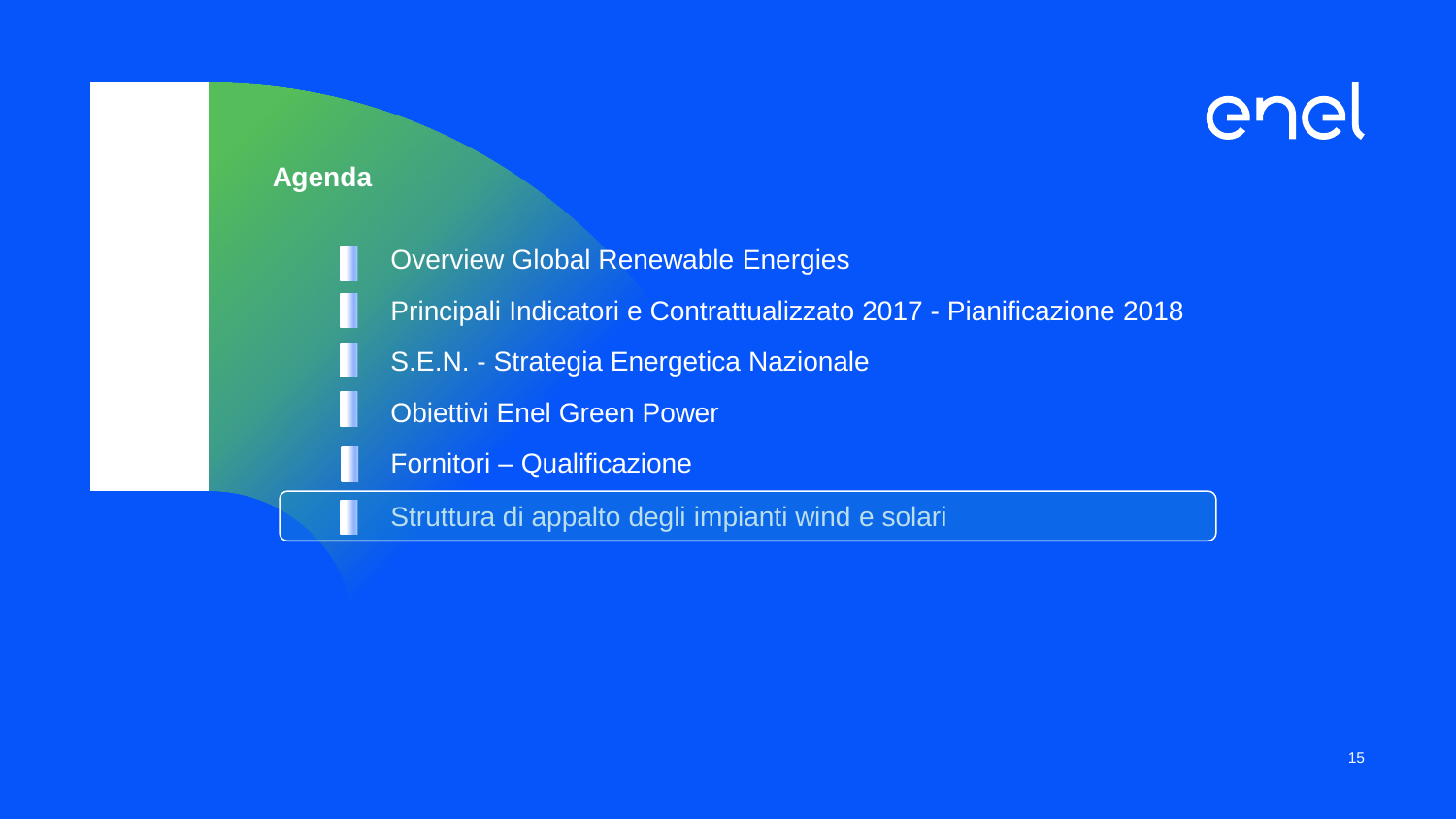## Agenda

- Overview Global Renewable Energies
- Principali Indicatori e Contrattualizzato 2017 - Pianificazione 2018
- S.E.N. - Strategia Energetica Nazionale
- Obiettivi Enel Green Power
- Fornitori – Qualificazione
- **Struttura di appalto degli impianti wind e solari**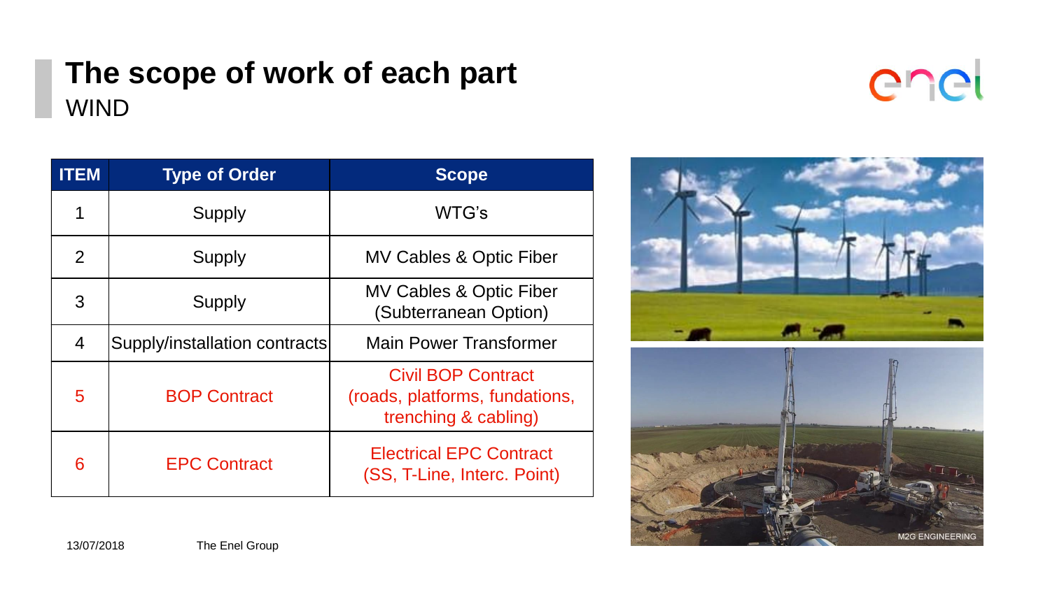# The scope of work of each part

## WIND

| ITEM | Type of Order | Scope |
|---|---|---|
| 1 | Supply | WTG's |
| 2 | Supply | MV Cables & Optic Fiber |
| 3 | Supply | MV Cables & Optic Fiber (Subterranean Option) |
| 4 | Supply/installation contracts | Main Power Transformer |
| 5 | BOP Contract | Civil BOP Contract (roads, platforms, fundations, trenching & cabling) |
| 6 | EPC Contract | Electrical EPC Contract (SS, T-Line, Interc. Point) |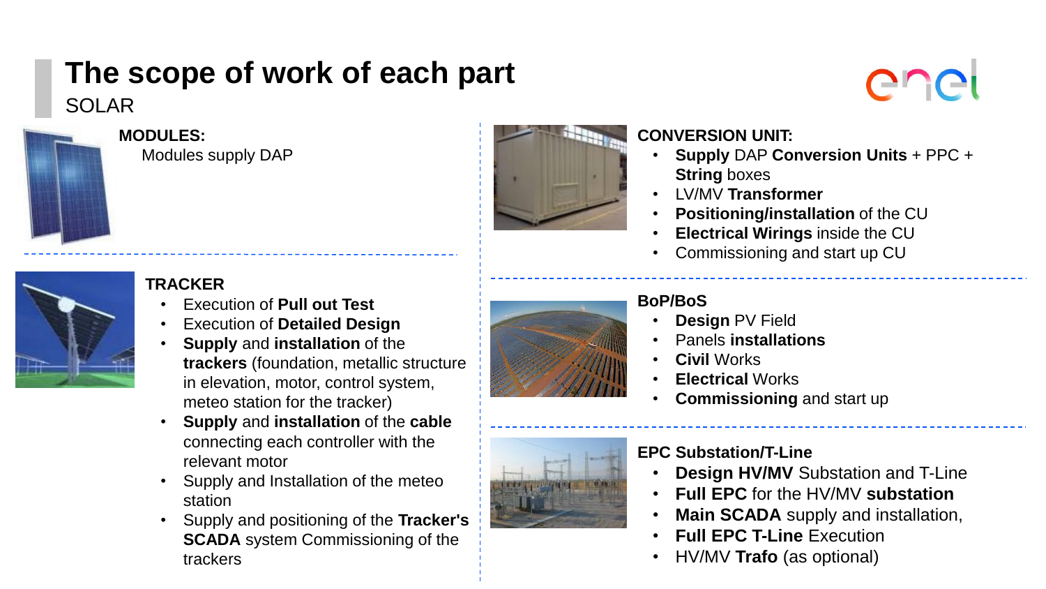# The scope of work of each part

SOLAR

### MODULES:

Modules supply DAP

### TRACKER

- Execution of **Pull out Test**
- Execution of **Detailed Design**
- **Supply** and **installation** of the **trackers** (foundation, metallic structure in elevation, motor, control system, meteo station for the tracker)
- **Supply** and **installation** of the **cable** connecting each controller with the relevant motor
- Supply and Installation of the meteo station
- Supply and positioning of the **Tracker's SCADA** system Commissioning of the trackers

### CONVERSION UNIT:

- **Supply** DAP **Conversion Units** + PPC + **String** boxes
- LV/MV **Transformer**
- **Positioning/installation** of the CU
- **Electrical Wirings** inside the CU
- Commissioning and start up CU

### BoP/BoS

- **Design** PV Field
- Panels **installations**
- **Civil** Works
- **Electrical** Works
- **Commissioning** and start up

### EPC Substation/T-Line

- **Design HV/MV** Substation and T-Line
- **Full EPC** for the HV/MV **substation**
- **Main SCADA** supply and installation,
- **Full EPC T-Line** Execution
- HV/MV **Trafo** (as optional)